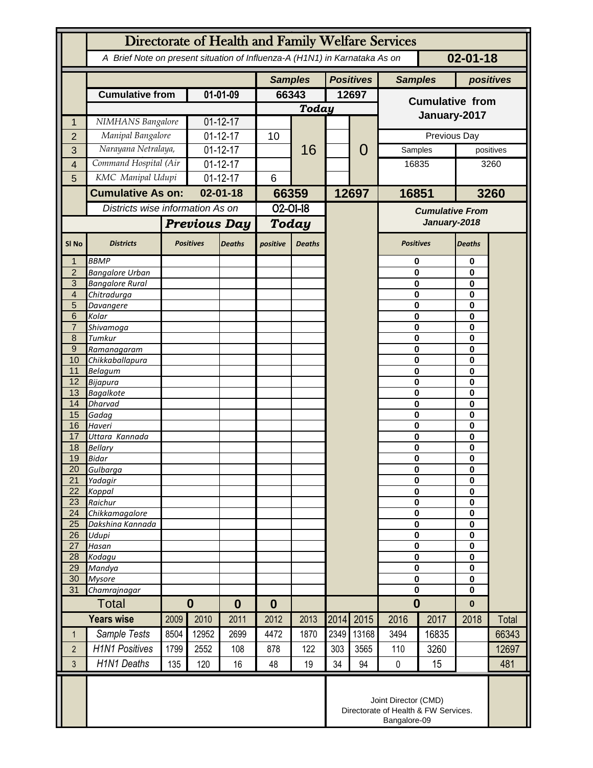# Directorate of Health and Family Welfare Services

*A Brief Note on present situation of Influenza-A (H1N1) in Karnataka As on* **02-01-18**

| | | | Samples | | Positives | | Samples | positives |
|---|---|---|---|---|---|---|---|---|
| | **Cumulative from** | **01-01-09** | **66343** | | **12697** | | **Cumulative from January-2017** | |
| | | | ***Today*** | | | | | |
| 1 | *NIMHANS Bangalore* | 01-12-17 | | 16 | | 0 | | |
| 2 | *Manipal Bangalore* | 01-12-17 | 10 | | | | Previous Day | |
| 3 | *Narayana Netralaya,* | 01-12-17 | | | | | Samples | positives |
| 4 | *Command Hospital (Air* | 01-12-17 | | | | | 16835 | 3260 |
| 5 | *KMC Manipal Udupi* | 01-12-17 | 6 | | | | | |
| | **Cumulative As on:** | **02-01-18** | **66359** | | **12697** | | **16851** | **3260** |

| Sl No | Districts | Previous Day Positives | Previous Day Deaths | Today positive | Today Deaths | Cumulative From January-2018 Positives | Cumulative From January-2018 Deaths |
|---|---|---|---|---|---|---|---|
| | *Districts wise information As on* | | | *02-01-18* | | | |
| 1 | BBMP | | | | | 0 | 0 |
| 2 | Bangalore Urban | | | | | 0 | 0 |
| 3 | Bangalore Rural | | | | | 0 | 0 |
| 4 | Chitradurga | | | | | 0 | 0 |
| 5 | Davangere | | | | | 0 | 0 |
| 6 | Kolar | | | | | 0 | 0 |
| 7 | Shivamoga | | | | | 0 | 0 |
| 8 | Tumkur | | | | | 0 | 0 |
| 9 | Ramanagaram | | | | | 0 | 0 |
| 10 | Chikkaballapura | | | | | 0 | 0 |
| 11 | Belagum | | | | | 0 | 0 |
| 12 | Bijapura | | | | | 0 | 0 |
| 13 | Bagalkote | | | | | 0 | 0 |
| 14 | Dharvad | | | | | 0 | 0 |
| 15 | Gadag | | | | | 0 | 0 |
| 16 | Haveri | | | | | 0 | 0 |
| 17 | Uttara Kannada | | | | | 0 | 0 |
| 18 | Bellary | | | | | 0 | 0 |
| 19 | Bidar | | | | | 0 | 0 |
| 20 | Gulbarga | | | | | 0 | 0 |
| 21 | Yadagir | | | | | 0 | 0 |
| 22 | Koppal | | | | | 0 | 0 |
| 23 | Raichur | | | | | 0 | 0 |
| 24 | Chikkamagalore | | | | | 0 | 0 |
| 25 | Dakshina Kannada | | | | | 0 | 0 |
| 26 | Udupi | | | | | 0 | 0 |
| 27 | Hasan | | | | | 0 | 0 |
| 28 | Kodagu | | | | | 0 | 0 |
| 29 | Mandya | | | | | 0 | 0 |
| 30 | Mysore | | | | | 0 | 0 |
| 31 | Chamrajnagar | | | | | 0 | 0 |
| | **Total** | **0** | **0** | **0** | | **0** | **0** |

| | Years wise | 2009 | 2010 | 2011 | 2012 | 2013 | 2014 | 2015 | 2016 | 2017 | 2018 | Total |
|---|---|---|---|---|---|---|---|---|---|---|---|---|
| 1 | Sample Tests | 8504 | 12952 | 2699 | 4472 | 1870 | 2349 | 13168 | 3494 | 16835 | | 66343 |
| 2 | H1N1 Positives | 1799 | 2552 | 108 | 878 | 122 | 303 | 3565 | 110 | 3260 | | 12697 |
| 3 | H1N1 Deaths | 135 | 120 | 16 | 48 | 19 | 34 | 94 | 0 | 15 | | 481 |

Joint Director (CMD)
Directorate of Health & FW Services.
Bangalore-09